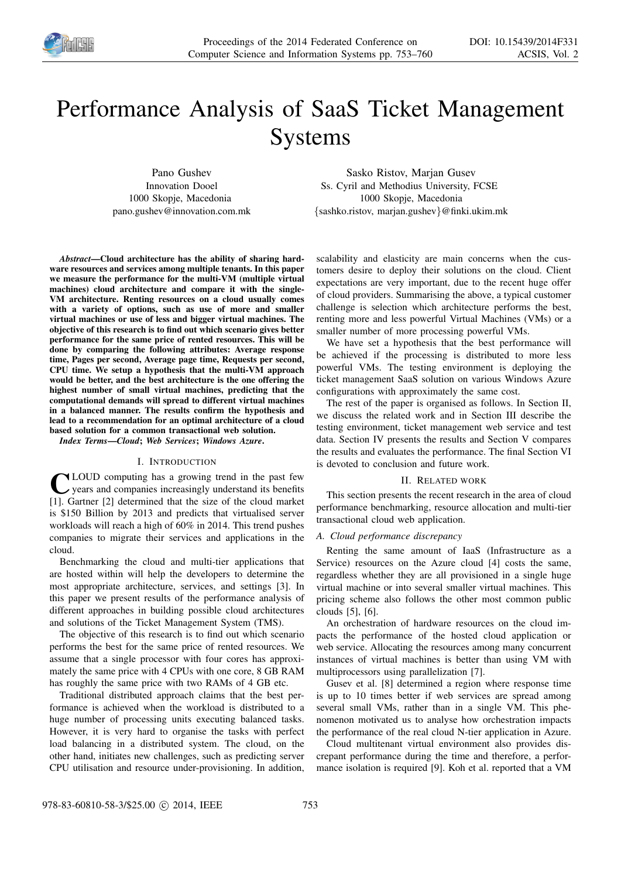# Performance Analysis of SaaS Ticket Management Systems

Pano Gushev
Innovation Dooel
1000 Skopje, Macedonia
pano.gushev@innovation.com.mk

Sasko Ristov, Marjan Gusev
Ss. Cyril and Methodius University, FCSE
1000 Skopje, Macedonia
{sashko.ristov, marjan.gushev}@finki.ukim.mk

***Abstract*—Cloud architecture has the ability of sharing hardware resources and services among multiple tenants. In this paper we measure the performance for the multi-VM (multiple virtual machines) cloud architecture and compare it with the single-VM architecture. Renting resources on a cloud usually comes with a variety of options, such as use of more and smaller virtual machines or use of less and bigger virtual machines. The objective of this research is to find out which scenario gives better performance for the same price of rented resources. This will be done by comparing the following attributes: Average response time, Pages per second, Average page time, Requests per second, CPU time. We setup a hypothesis that the multi-VM approach would be better, and the best architecture is the one offering the highest number of small virtual machines, predicting that the computational demands will spread to different virtual machines in a balanced manner. The results confirm the hypothesis and lead to a recommendation for an optimal architecture of a cloud based solution for a common transactional web solution.**

***Index Terms*—*Cloud*; *Web Services*; *Windows Azure*.**

## I. Introduction

Cloud computing has a growing trend in the past few years and companies increasingly understand its benefits [1]. Gartner [2] determined that the size of the cloud market is \$150 Billion by 2013 and predicts that virtualised server workloads will reach a high of 60% in 2014. This trend pushes companies to migrate their services and applications in the cloud.

Benchmarking the cloud and multi-tier applications that are hosted within will help the developers to determine the most appropriate architecture, services, and settings [3]. In this paper we present results of the performance analysis of different approaches in building possible cloud architectures and solutions of the Ticket Management System (TMS).

The objective of this research is to find out which scenario performs the best for the same price of rented resources. We assume that a single processor with four cores has approximately the same price with 4 CPUs with one core, 8 GB RAM has roughly the same price with two RAMs of 4 GB etc.

Traditional distributed approach claims that the best performance is achieved when the workload is distributed to a huge number of processing units executing balanced tasks. However, it is very hard to organise the tasks with perfect load balancing in a distributed system. The cloud, on the other hand, initiates new challenges, such as predicting server CPU utilisation and resource under-provisioning. In addition, scalability and elasticity are main concerns when the customers desire to deploy their solutions on the cloud. Client expectations are very important, due to the recent huge offer of cloud providers. Summarising the above, a typical customer challenge is selection which architecture performs the best, renting more and less powerful Virtual Machines (VMs) or a smaller number of more processing powerful VMs.

We have set a hypothesis that the best performance will be achieved if the processing is distributed to more less powerful VMs. The testing environment is deploying the ticket management SaaS solution on various Windows Azure configurations with approximately the same cost.

The rest of the paper is organised as follows. In Section II, we discuss the related work and in Section III describe the testing environment, ticket management web service and test data. Section IV presents the results and Section V compares the results and evaluates the performance. The final Section VI is devoted to conclusion and future work.

## II. Related work

This section presents the recent research in the area of cloud performance benchmarking, resource allocation and multi-tier transactional cloud web application.

### A. Cloud performance discrepancy

Renting the same amount of IaaS (Infrastructure as a Service) resources on the Azure cloud [4] costs the same, regardless whether they are all provisioned in a single huge virtual machine or into several smaller virtual machines. This pricing scheme also follows the other most common public clouds [5], [6].

An orchestration of hardware resources on the cloud impacts the performance of the hosted cloud application or web service. Allocating the resources among many concurrent instances of virtual machines is better than using VM with multiprocessors using parallelization [7].

Gusev et al. [8] determined a region where response time is up to 10 times better if web services are spread among several small VMs, rather than in a single VM. This phenomenon motivated us to analyse how orchestration impacts the performance of the real cloud N-tier application in Azure.

Cloud multitenant virtual environment also provides discrepant performance during the time and therefore, a performance isolation is required [9]. Koh et al. reported that a VM

978-83-60810-58-3/\$25.00 © 2014, IEEE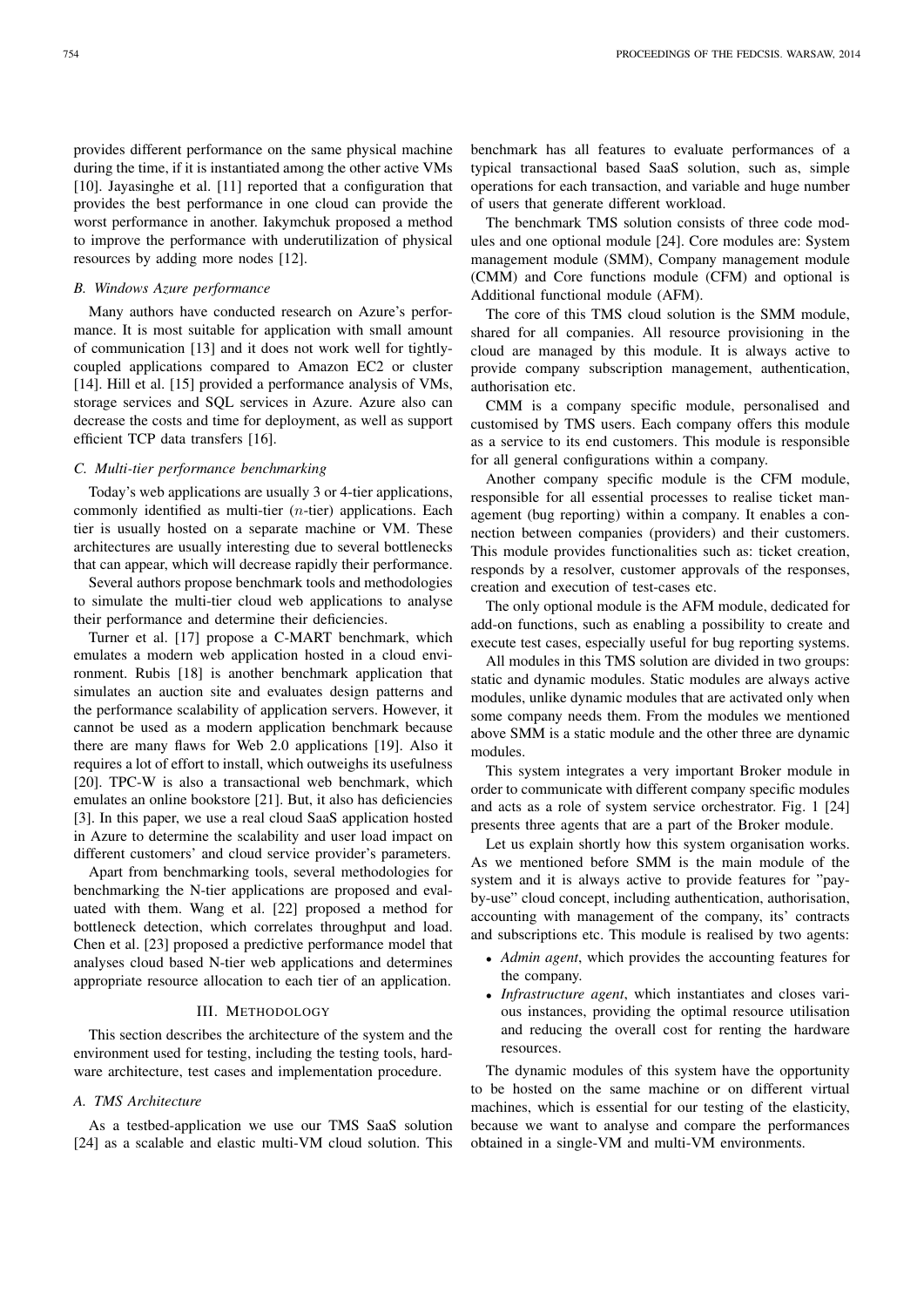provides different performance on the same physical machine during the time, if it is instantiated among the other active VMs [10]. Jayasinghe et al. [11] reported that a configuration that provides the best performance in one cloud can provide the worst performance in another. Iakymchuk proposed a method to improve the performance with underutilization of physical resources by adding more nodes [12].

### B. Windows Azure performance

Many authors have conducted research on Azure's performance. It is most suitable for application with small amount of communication [13] and it does not work well for tightly-coupled applications compared to Amazon EC2 or cluster [14]. Hill et al. [15] provided a performance analysis of VMs, storage services and SQL services in Azure. Azure also can decrease the costs and time for deployment, as well as support efficient TCP data transfers [16].

### C. Multi-tier performance benchmarking

Today's web applications are usually 3 or 4-tier applications, commonly identified as multi-tier ($n$-tier) applications. Each tier is usually hosted on a separate machine or VM. These architectures are usually interesting due to several bottlenecks that can appear, which will decrease rapidly their performance.

Several authors propose benchmark tools and methodologies to simulate the multi-tier cloud web applications to analyse their performance and determine their deficiencies.

Turner et al. [17] propose a C-MART benchmark, which emulates a modern web application hosted in a cloud environment. Rubis [18] is another benchmark application that simulates an auction site and evaluates design patterns and the performance scalability of application servers. However, it cannot be used as a modern application benchmark because there are many flaws for Web 2.0 applications [19]. Also it requires a lot of effort to install, which outweighs its usefulness [20]. TPC-W is also a transactional web benchmark, which emulates an online bookstore [21]. But, it also has deficiencies [3]. In this paper, we use a real cloud SaaS application hosted in Azure to determine the scalability and user load impact on different customers' and cloud service provider's parameters.

Apart from benchmarking tools, several methodologies for benchmarking the N-tier applications are proposed and evaluated with them. Wang et al. [22] proposed a method for bottleneck detection, which correlates throughput and load. Chen et al. [23] proposed a predictive performance model that analyses cloud based N-tier web applications and determines appropriate resource allocation to each tier of an application.

## III. Methodology

This section describes the architecture of the system and the environment used for testing, including the testing tools, hardware architecture, test cases and implementation procedure.

### A. TMS Architecture

As a testbed-application we use our TMS SaaS solution [24] as a scalable and elastic multi-VM cloud solution. This benchmark has all features to evaluate performances of a typical transactional based SaaS solution, such as, simple operations for each transaction, and variable and huge number of users that generate different workload.

The benchmark TMS solution consists of three code modules and one optional module [24]. Core modules are: System management module (SMM), Company management module (CMM) and Core functions module (CFM) and optional is Additional functional module (AFM).

The core of this TMS cloud solution is the SMM module, shared for all companies. All resource provisioning in the cloud are managed by this module. It is always active to provide company subscription management, authentication, authorisation etc.

CMM is a company specific module, personalised and customised by TMS users. Each company offers this module as a service to its end customers. This module is responsible for all general configurations within a company.

Another company specific module is the CFM module, responsible for all essential processes to realise ticket management (bug reporting) within a company. It enables a connection between companies (providers) and their customers. This module provides functionalities such as: ticket creation, responds by a resolver, customer approvals of the responses, creation and execution of test-cases etc.

The only optional module is the AFM module, dedicated for add-on functions, such as enabling a possibility to create and execute test cases, especially useful for bug reporting systems.

All modules in this TMS solution are divided in two groups: static and dynamic modules. Static modules are always active modules, unlike dynamic modules that are activated only when some company needs them. From the modules we mentioned above SMM is a static module and the other three are dynamic modules.

This system integrates a very important Broker module in order to communicate with different company specific modules and acts as a role of system service orchestrator. Fig. 1 [24] presents three agents that are a part of the Broker module.

Let us explain shortly how this system organisation works. As we mentioned before SMM is the main module of the system and it is always active to provide features for "pay-by-use" cloud concept, including authentication, authorisation, accounting with management of the company, its' contracts and subscriptions etc. This module is realised by two agents:

- *Admin agent*, which provides the accounting features for the company.
- *Infrastructure agent*, which instantiates and closes various instances, providing the optimal resource utilisation and reducing the overall cost for renting the hardware resources.

The dynamic modules of this system have the opportunity to be hosted on the same machine or on different virtual machines, which is essential for our testing of the elasticity, because we want to analyse and compare the performances obtained in a single-VM and multi-VM environments.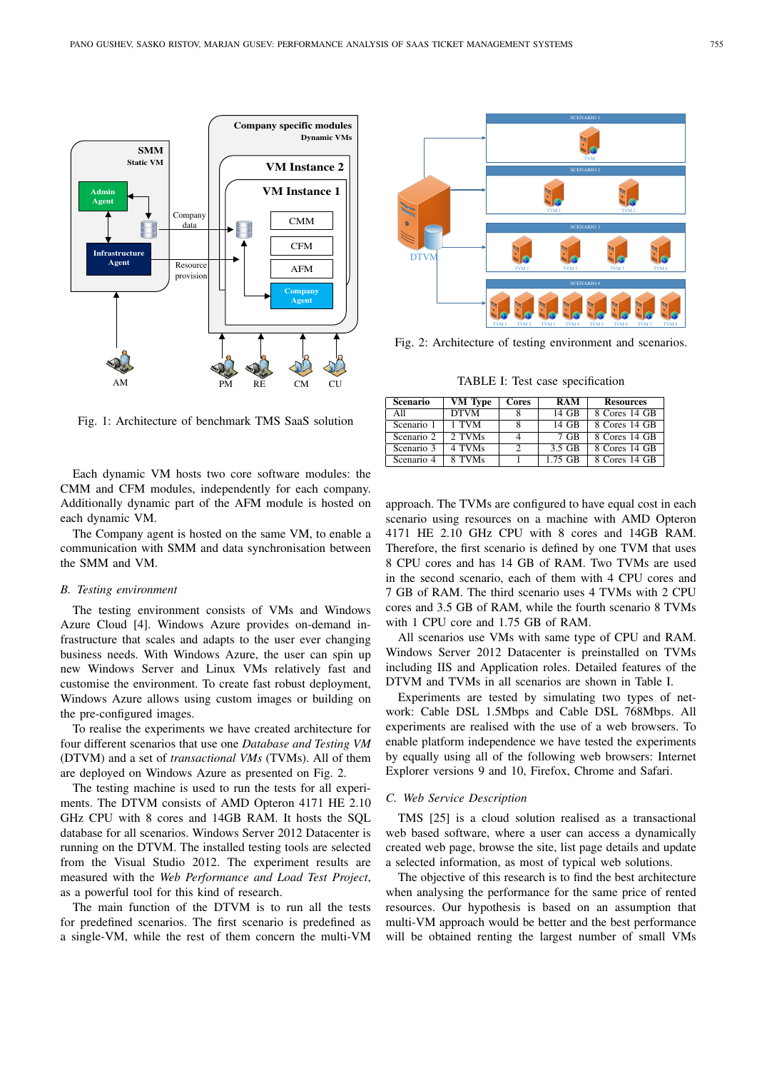Fig. 1: Architecture of benchmark TMS SaaS solution

Each dynamic VM hosts two core software modules: the CMM and CFM modules, independently for each company. Additionally dynamic part of the AFM module is hosted on each dynamic VM.

The Company agent is hosted on the same VM, to enable a communication with SMM and data synchronisation between the SMM and VM.

### B. Testing environment

The testing environment consists of VMs and Windows Azure Cloud [4]. Windows Azure provides on-demand infrastructure that scales and adapts to the user ever changing business needs. With Windows Azure, the user can spin up new Windows Server and Linux VMs relatively fast and customise the environment. To create fast robust deployment, Windows Azure allows using custom images or building on the pre-configured images.

To realise the experiments we have created architecture for four different scenarios that use one *Database and Testing VM* (DTVM) and a set of *transactional VMs* (TVMs). All of them are deployed on Windows Azure as presented on Fig. 2.

The testing machine is used to run the tests for all experiments. The DTVM consists of AMD Opteron 4171 HE 2.10 GHz CPU with 8 cores and 14GB RAM. It hosts the SQL database for all scenarios. Windows Server 2012 Datacenter is running on the DTVM. The installed testing tools are selected from the Visual Studio 2012. The experiment results are measured with the *Web Performance and Load Test Project*, as a powerful tool for this kind of research.

The main function of the DTVM is to run all the tests for predefined scenarios. The first scenario is predefined as a single-VM, while the rest of them concern the multi-VM

Fig. 2: Architecture of testing environment and scenarios.

TABLE I: Test case specification

| Scenario | VM Type | Cores | RAM | Resources |
|---|---|---|---|---|
| All | DTVM | 8 | 14 GB | 8 Cores 14 GB |
| Scenario 1 | 1 TVM | 8 | 14 GB | 8 Cores 14 GB |
| Scenario 2 | 2 TVMs | 4 | 7 GB | 8 Cores 14 GB |
| Scenario 3 | 4 TVMs | 2 | 3.5 GB | 8 Cores 14 GB |
| Scenario 4 | 8 TVMs | 1 | 1.75 GB | 8 Cores 14 GB |

approach. The TVMs are configured to have equal cost in each scenario using resources on a machine with AMD Opteron 4171 HE 2.10 GHz CPU with 8 cores and 14GB RAM. Therefore, the first scenario is defined by one TVM that uses 8 CPU cores and has 14 GB of RAM. Two TVMs are used in the second scenario, each of them with 4 CPU cores and 7 GB of RAM. The third scenario uses 4 TVMs with 2 CPU cores and 3.5 GB of RAM, while the fourth scenario 8 TVMs with 1 CPU core and 1.75 GB of RAM.

All scenarios use VMs with same type of CPU and RAM. Windows Server 2012 Datacenter is preinstalled on TVMs including IIS and Application roles. Detailed features of the DTVM and TVMs in all scenarios are shown in Table I.

Experiments are tested by simulating two types of network: Cable DSL 1.5Mbps and Cable DSL 768Mbps. All experiments are realised with the use of a web browsers. To enable platform independence we have tested the experiments by equally using all of the following web browsers: Internet Explorer versions 9 and 10, Firefox, Chrome and Safari.

### C. Web Service Description

TMS [25] is a cloud solution realised as a transactional web based software, where a user can access a dynamically created web page, browse the site, list page details and update a selected information, as most of typical web solutions.

The objective of this research is to find the best architecture when analysing the performance for the same price of rented resources. Our hypothesis is based on an assumption that multi-VM approach would be better and the best performance will be obtained renting the largest number of small VMs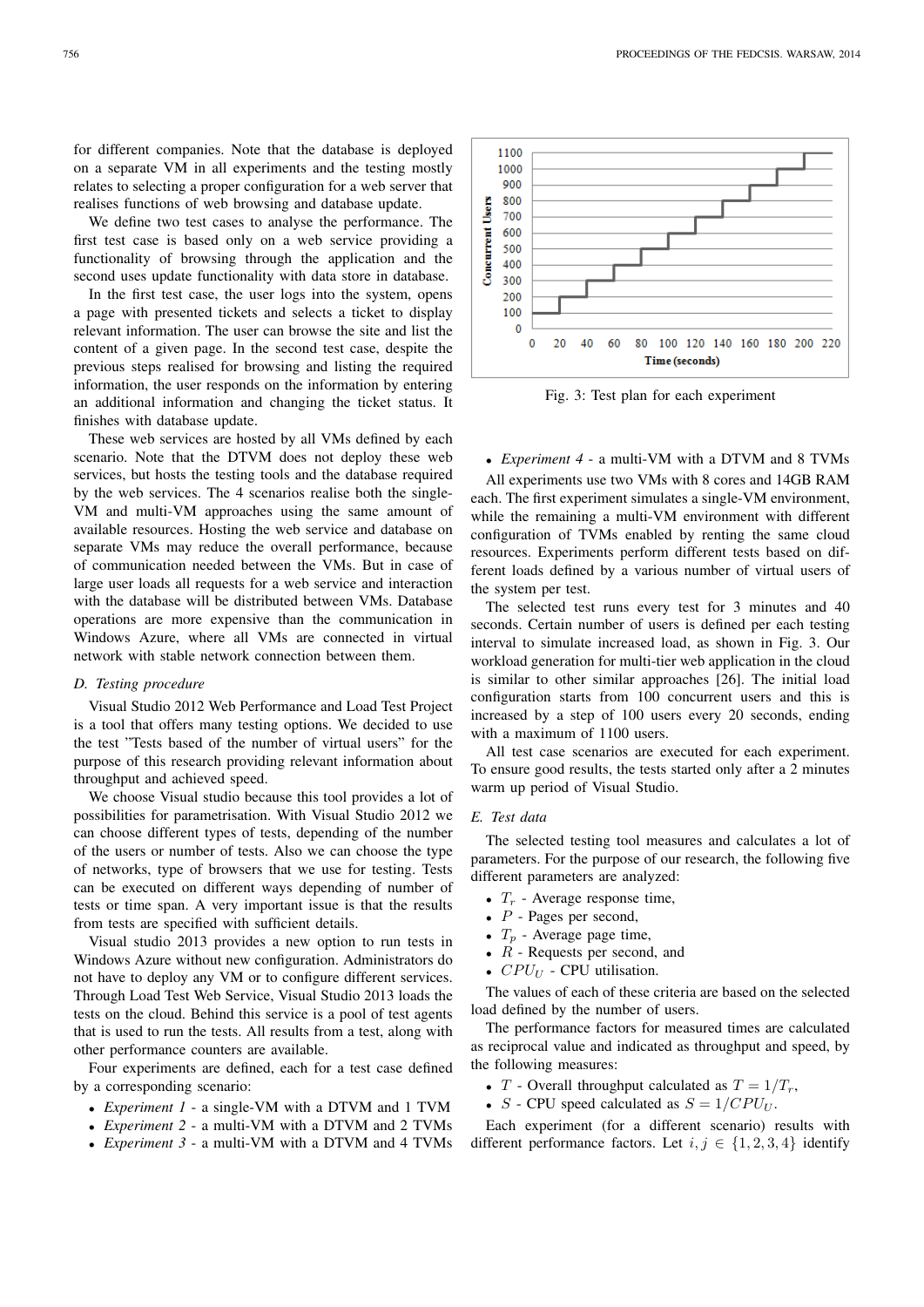for different companies. Note that the database is deployed on a separate VM in all experiments and the testing mostly relates to selecting a proper configuration for a web server that realises functions of web browsing and database update.

We define two test cases to analyse the performance. The first test case is based only on a web service providing a functionality of browsing through the application and the second uses update functionality with data store in database.

In the first test case, the user logs into the system, opens a page with presented tickets and selects a ticket to display relevant information. The user can browse the site and list the content of a given page. In the second test case, despite the previous steps realised for browsing and listing the required information, the user responds on the information by entering an additional information and changing the ticket status. It finishes with database update.

These web services are hosted by all VMs defined by each scenario. Note that the DTVM does not deploy these web services, but hosts the testing tools and the database required by the web services. The 4 scenarios realise both the single-VM and multi-VM approaches using the same amount of available resources. Hosting the web service and database on separate VMs may reduce the overall performance, because of communication needed between the VMs. But in case of large user loads all requests for a web service and interaction with the database will be distributed between VMs. Database operations are more expensive than the communication in Windows Azure, where all VMs are connected in virtual network with stable network connection between them.

### D. Testing procedure

Visual Studio 2012 Web Performance and Load Test Project is a tool that offers many testing options. We decided to use the test "Tests based of the number of virtual users" for the purpose of this research providing relevant information about throughput and achieved speed.

We choose Visual studio because this tool provides a lot of possibilities for parametrisation. With Visual Studio 2012 we can choose different types of tests, depending of the number of the users or number of tests. Also we can choose the type of networks, type of browsers that we use for testing. Tests can be executed on different ways depending of number of tests or time span. A very important issue is that the results from tests are specified with sufficient details.

Visual studio 2013 provides a new option to run tests in Windows Azure without new configuration. Administrators do not have to deploy any VM or to configure different services. Through Load Test Web Service, Visual Studio 2013 loads the tests on the cloud. Behind this service is a pool of test agents that is used to run the tests. All results from a test, along with other performance counters are available.

Four experiments are defined, each for a test case defined by a corresponding scenario:

- *Experiment 1* - a single-VM with a DTVM and 1 TVM
- *Experiment 2* - a multi-VM with a DTVM and 2 TVMs
- *Experiment 3* - a multi-VM with a DTVM and 4 TVMs
- *Experiment 4* - a multi-VM with a DTVM and 8 TVMs

Concurrent Users
1100
1000
900
800
700
600
500
400
300
200
100
0
0 20 40 60 80 100 120 140 160 180 200 220
Time (seconds)

Fig. 3: Test plan for each experiment

All experiments use two VMs with 8 cores and 14GB RAM each. The first experiment simulates a single-VM environment, while the remaining a multi-VM environment with different configuration of TVMs enabled by renting the same cloud resources. Experiments perform different tests based on different loads defined by a various number of virtual users of the system per test.

The selected test runs every test for 3 minutes and 40 seconds. Certain number of users is defined per each testing interval to simulate increased load, as shown in Fig. 3. Our workload generation for multi-tier web application in the cloud is similar to other similar approaches [26]. The initial load configuration starts from 100 concurrent users and this is increased by a step of 100 users every 20 seconds, ending with a maximum of 1100 users.

All test case scenarios are executed for each experiment. To ensure good results, the tests started only after a 2 minutes warm up period of Visual Studio.

### E. Test data

The selected testing tool measures and calculates a lot of parameters. For the purpose of our research, the following five different parameters are analyzed:

- $T_r$ - Average response time,
- $P$ - Pages per second,
- $T_p$ - Average page time,
- $R$ - Requests per second, and
- $CPU_U$ - CPU utilisation.

The values of each of these criteria are based on the selected load defined by the number of users.

The performance factors for measured times are calculated as reciprocal value and indicated as throughput and speed, by the following measures:

- $T$ - Overall throughput calculated as $T = 1/T_r$,
- $S$ - CPU speed calculated as $S = 1/CPU_U$.

Each experiment (for a different scenario) results with different performance factors. Let $i, j \in \{1, 2, 3, 4\}$ identify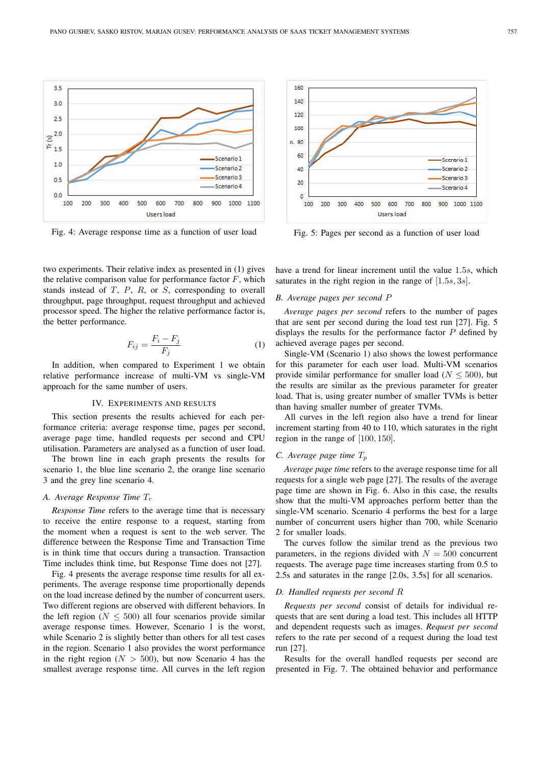Fig. 4: Average response time as a function of user load

Fig. 5: Pages per second as a function of user load

two experiments. Their relative index as presented in (1) gives the relative comparison value for performance factor $F$, which stands instead of $T$, $P$, $R$, or $S$, corresponding to overall throughput, page throughput, request throughput and achieved processor speed. The higher the relative performance factor is, the better performance.

$$F_{ij} = \frac{F_i - F_j}{F_j} \tag{1}$$

In addition, when compared to Experiment 1 we obtain relative performance increase of multi-VM vs single-VM approach for the same number of users.

## IV. Experiments and Results

This section presents the results achieved for each performance criteria: average response time, pages per second, average page time, handled requests per second and CPU utilisation. Parameters are analysed as a function of user load.

The brown line in each graph presents the results for scenario 1, the blue line scenario 2, the orange line scenario 3 and the grey line scenario 4.

### A. Average Response Time $T_r$

*Response Time* refers to the average time that is necessary to receive the entire response to a request, starting from the moment when a request is sent to the web server. The difference between the Response Time and Transaction Time is in think time that occurs during a transaction. Transaction Time includes think time, but Response Time does not [27].

Fig. 4 presents the average response time results for all experiments. The average response time proportionally depends on the load increase defined by the number of concurrent users. Two different regions are observed with different behaviors. In the left region ($N \leq 500$) all four scenarios provide similar average response times. However, Scenario 1 is the worst, while Scenario 2 is slightly better than others for all test cases in the region. Scenario 1 also provides the worst performance in the right region ($N > 500$), but now Scenario 4 has the smallest average response time. All curves in the left region have a trend for linear increment until the value $1.5s$, which saturates in the right region in the range of $[1.5s, 3s]$.

### B. Average pages per second $P$

*Average pages per second* refers to the number of pages that are sent per second during the load test run [27]. Fig. 5 displays the results for the performance factor $P$ defined by achieved average pages per second.

Single-VM (Scenario 1) also shows the lowest performance for this parameter for each user load. Multi-VM scenarios provide similar performance for smaller load ($N \leq 500$), but the results are similar as the previous parameter for greater load. That is, using greater number of smaller TVMs is better than having smaller number of greater TVMs.

All curves in the left region also have a trend for linear increment starting from 40 to 110, which saturates in the right region in the range of $[100, 150]$.

### C. Average page time $T_p$

*Average page time* refers to the average response time for all requests for a single web page [27]. The results of the average page time are shown in Fig. 6. Also in this case, the results show that the multi-VM approaches perform better than the single-VM scenario. Scenario 4 performs the best for a large number of concurrent users higher than 700, while Scenario 2 for smaller loads.

The curves follow the similar trend as the previous two parameters, in the regions divided with $N = 500$ concurrent requests. The average page time increases starting from 0.5 to 2.5s and saturates in the range [2.0s, 3.5s] for all scenarios.

### D. Handled requests per second $R$

*Requests per second* consist of details for individual requests that are sent during a load test. This includes all HTTP and dependent requests such as images. *Request per second* refers to the rate per second of a request during the load test run [27].

Results for the overall handled requests per second are presented in Fig. 7. The obtained behavior and performance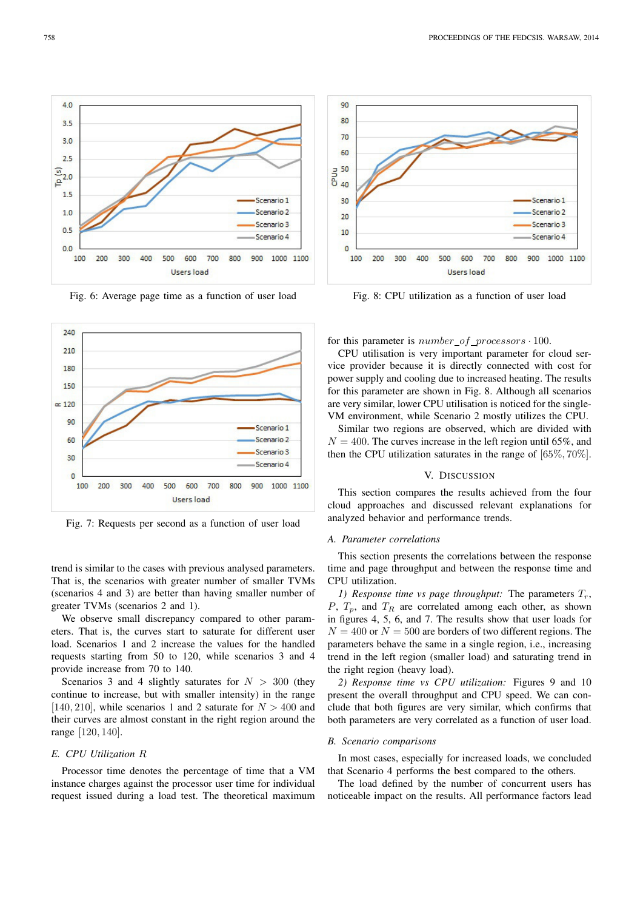Fig. 6: Average page time as a function of user load

Fig. 7: Requests per second as a function of user load

trend is similar to the cases with previous analysed parameters. That is, the scenarios with greater number of smaller TVMs (scenarios 4 and 3) are better than having smaller number of greater TVMs (scenarios 2 and 1).

We observe small discrepancy compared to other parameters. That is, the curves start to saturate for different user load. Scenarios 1 and 2 increase the values for the handled requests starting from 50 to 120, while scenarios 3 and 4 provide increase from 70 to 140.

Scenarios 3 and 4 slightly saturates for $N > 300$ (they continue to increase, but with smaller intensity) in the range $[140, 210]$, while scenarios 1 and 2 saturate for $N > 400$ and their curves are almost constant in the right region around the range $[120, 140]$.

### E. CPU Utilization $R$

Processor time denotes the percentage of time that a VM instance charges against the processor user time for individual request issued during a load test. The theoretical maximum for this parameter is $number\_of\_processors \cdot 100$.

CPU utilisation is very important parameter for cloud service provider because it is directly connected with cost for power supply and cooling due to increased heating. The results for this parameter are shown in Fig. 8. Although all scenarios are very similar, lower CPU utilisation is noticed for the single-VM environment, while Scenario 2 mostly utilizes the CPU.

Similar two regions are observed, which are divided with $N = 400$. The curves increase in the left region until 65%, and then the CPU utilization saturates in the range of $[65\%, 70\%]$.

Fig. 8: CPU utilization as a function of user load

## V. Discussion

This section compares the results achieved from the four cloud approaches and discussed relevant explanations for analyzed behavior and performance trends.

### A. Parameter correlations

This section presents the correlations between the response time and page throughput and between the response time and CPU utilization.

*1) Response time vs page throughput:* The parameters $T_r$, $P$, $T_p$, and $T_R$ are correlated among each other, as shown in figures 4, 5, 6, and 7. The results show that user loads for $N = 400$ or $N = 500$ are borders of two different regions. The parameters behave the same in a single region, i.e., increasing trend in the left region (smaller load) and saturating trend in the right region (heavy load).

*2) Response time vs CPU utilization:* Figures 9 and 10 present the overall throughput and CPU speed. We can conclude that both figures are very similar, which confirms that both parameters are very correlated as a function of user load.

### B. Scenario comparisons

In most cases, especially for increased loads, we concluded that Scenario 4 performs the best compared to the others.

The load defined by the number of concurrent users has noticeable impact on the results. All performance factors lead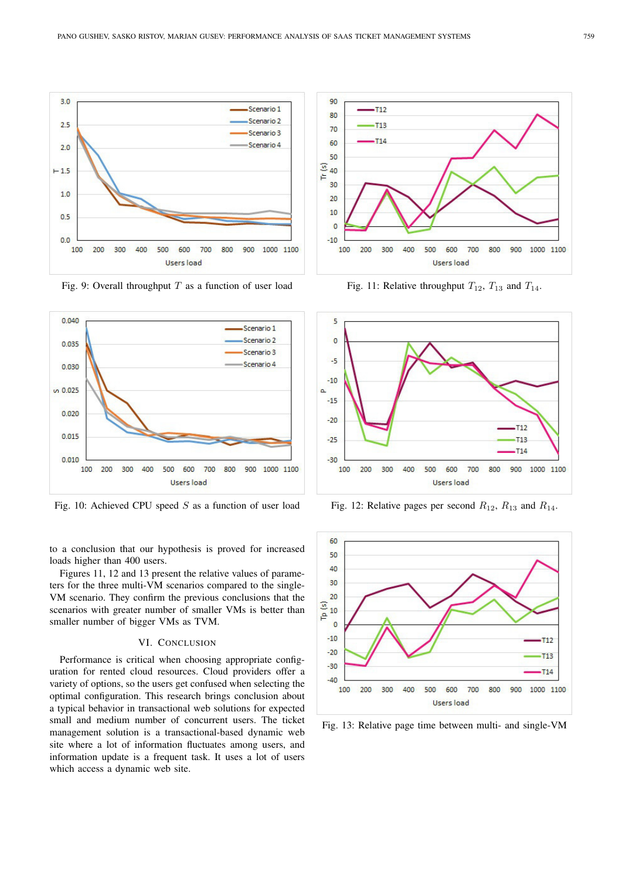Fig. 9: Overall throughput $T$ as a function of user load

Fig. 11: Relative throughput $T_{12}$, $T_{13}$ and $T_{14}$.

Fig. 10: Achieved CPU speed $S$ as a function of user load

Fig. 12: Relative pages per second $R_{12}$, $R_{13}$ and $R_{14}$.

Fig. 13: Relative page time between multi- and single-VM

to a conclusion that our hypothesis is proved for increased loads higher than 400 users.

Figures 11, 12 and 13 present the relative values of parameters for the three multi-VM scenarios compared to the single-VM scenario. They confirm the previous conclusions that the scenarios with greater number of smaller VMs is better than smaller number of bigger VMs as TVM.

## VI. Conclusion

Performance is critical when choosing appropriate configuration for rented cloud resources. Cloud providers offer a variety of options, so the users get confused when selecting the optimal configuration. This research brings conclusion about a typical behavior in transactional web solutions for expected small and medium number of concurrent users. The ticket management solution is a transactional-based dynamic web site where a lot of information fluctuates among users, and information update is a frequent task. It uses a lot of users which access a dynamic web site.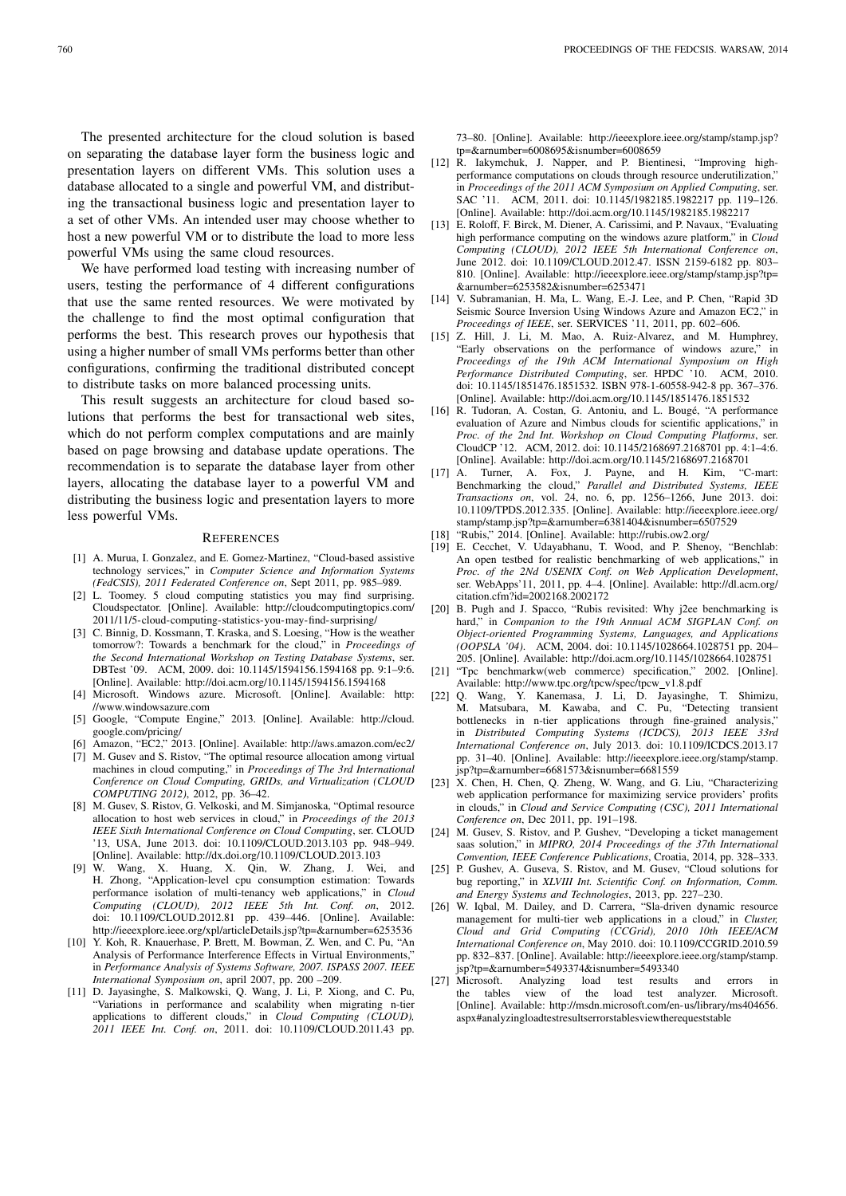The presented architecture for the cloud solution is based on separating the database layer form the business logic and presentation layers on different VMs. This solution uses a database allocated to a single and powerful VM, and distributing the transactional business logic and presentation layer to a set of other VMs. An intended user may choose whether to host a new powerful VM or to distribute the load to more less powerful VMs using the same cloud resources.

We have performed load testing with increasing number of users, testing the performance of 4 different configurations that use the same rented resources. We were motivated by the challenge to find the most optimal configuration that performs the best. This research proves our hypothesis that using a higher number of small VMs performs better than other configurations, confirming the traditional distributed concept to distribute tasks on more balanced processing units.

This result suggests an architecture for cloud based solutions that performs the best for transactional web sites, which do not perform complex computations and are mainly based on page browsing and database update operations. The recommendation is to separate the database layer from other layers, allocating the database layer to a powerful VM and distributing the business logic and presentation layers to more less powerful VMs.

## References

[1] A. Murua, I. Gonzalez, and E. Gomez-Martinez, "Cloud-based assistive technology services," in *Computer Science and Information Systems (FedCSIS), 2011 Federated Conference on*, Sept 2011, pp. 985–989.

[2] L. Toomey. 5 cloud computing statistics you may find surprising. Cloudspectator. [Online]. Available: http://cloudcomputingtopics.com/2011/11/5-cloud-computing-statistics-you-may-find-surprising/

[3] C. Binnig, D. Kossmann, T. Kraska, and S. Loesing, "How is the weather tomorrow?: Towards a benchmark for the cloud," in *Proceedings of the Second International Workshop on Testing Database Systems*, ser. DBTest '09. ACM, 2009. doi: 10.1145/1594156.1594168 pp. 9:1–9:6. [Online]. Available: http://doi.acm.org/10.1145/1594156.1594168

[4] Microsoft. Windows azure. Microsoft. [Online]. Available: http://www.windowsazure.com

[5] Google, "Compute Engine," 2013. [Online]. Available: http://cloud.google.com/pricing/

[6] Amazon, "EC2," 2013. [Online]. Available: http://aws.amazon.com/ec2/

[7] M. Gusev and S. Ristov, "The optimal resource allocation among virtual machines in cloud computing," in *Proceedings of The 3rd International Conference on Cloud Computing, GRIDs, and Virtualization (CLOUD COMPUTING 2012)*, 2012, pp. 36–42.

[8] M. Gusev, S. Ristov, G. Velkoski, and M. Simjanoska, "Optimal resource allocation to host web services in cloud," in *Proceedings of the 2013 IEEE Sixth International Conference on Cloud Computing*, ser. CLOUD '13, USA, June 2013. doi: 10.1109/CLOUD.2013.103 pp. 948–949. [Online]. Available: http://dx.doi.org/10.1109/CLOUD.2013.103

[9] W. Wang, X. Huang, X. Qin, W. Zhang, J. Wei, and H. Zhong, "Application-level cpu consumption estimation: Towards performance isolation of multi-tenancy web applications," in *Cloud Computing (CLOUD), 2012 IEEE 5th Int. Conf. on*, 2012. doi: 10.1109/CLOUD.2012.81 pp. 439–446. [Online]. Available: http://ieeexplore.ieee.org/xpl/articleDetails.jsp?tp=&arnumber=6253536

[10] Y. Koh, R. Knauerhase, P. Brett, M. Bowman, Z. Wen, and C. Pu, "An Analysis of Performance Interference Effects in Virtual Environments," in *Performance Analysis of Systems Software, 2007. ISPASS 2007. IEEE International Symposium on*, april 2007, pp. 200 –209.

[11] D. Jayasinghe, S. Malkowski, Q. Wang, J. Li, P. Xiong, and C. Pu, "Variations in performance and scalability when migrating n-tier applications to different clouds," in *Cloud Computing (CLOUD), 2011 IEEE Int. Conf. on*, 2011. doi: 10.1109/CLOUD.2011.43 pp. 73–80. [Online]. Available: http://ieeexplore.ieee.org/stamp/stamp.jsp?tp=&arnumber=6008695&isnumber=6008659

[12] R. Iakymchuk, J. Napper, and P. Bientinesi, "Improving high-performance computations on clouds through resource underutilization," in *Proceedings of the 2011 ACM Symposium on Applied Computing*, ser. SAC '11. ACM, 2011. doi: 10.1145/1982185.1982217 pp. 119–126. [Online]. Available: http://doi.acm.org/10.1145/1982185.1982217

[13] E. Roloff, F. Birck, M. Diener, A. Carissimi, and P. Navaux, "Evaluating high performance computing on the windows azure platform," in *Cloud Computing (CLOUD), 2012 IEEE 5th International Conference on*, June 2012. doi: 10.1109/CLOUD.2012.47. ISSN 2159-6182 pp. 803–810. [Online]. Available: http://ieeexplore.ieee.org/stamp/stamp.jsp?tp=&arnumber=6253582&isnumber=6253471

[14] V. Subramanian, H. Ma, L. Wang, E.-J. Lee, and P. Chen, "Rapid 3D Seismic Source Inversion Using Windows Azure and Amazon EC2," in *Proceedings of IEEE*, ser. SERVICES '11, 2011, pp. 602–606.

[15] Z. Hill, J. Li, M. Mao, A. Ruiz-Alvarez, and M. Humphrey, "Early observations on the performance of windows azure," in *Proceedings of the 19th ACM International Symposium on High Performance Distributed Computing*, ser. HPDC '10. ACM, 2010. doi: 10.1145/1851476.1851532. ISBN 978-1-60558-942-8 pp. 367–376. [Online]. Available: http://doi.acm.org/10.1145/1851476.1851532

[16] R. Tudoran, A. Costan, G. Antoniu, and L. Bougé, "A performance evaluation of Azure and Nimbus clouds for scientific applications," in *Proc. of the 2nd Int. Workshop on Cloud Computing Platforms*, ser. CloudCP '12. ACM, 2012. doi: 10.1145/2168697.2168701 pp. 4:1–4:6. [Online]. Available: http://doi.acm.org/10.1145/2168697.2168701

[17] A. Turner, A. Fox, J. Payne, and H. Kim, "C-mart: Benchmarking the cloud," *Parallel and Distributed Systems, IEEE Transactions on*, vol. 24, no. 6, pp. 1256–1266, June 2013. doi: 10.1109/TPDS.2012.335. [Online]. Available: http://ieeexplore.ieee.org/stamp/stamp.jsp?tp=&arnumber=6381404&isnumber=6507529

[18] "Rubis," 2014. [Online]. Available: http://rubis.ow2.org/

[19] E. Cecchet, V. Udayabhanu, T. Wood, and P. Shenoy, "Benchlab: An open testbed for realistic benchmarking of web applications," in *Proc. of the 2Nd USENIX Conf. on Web Application Development*, ser. WebApps'11, 2011, pp. 4–4. [Online]. Available: http://dl.acm.org/citation.cfm?id=2002168.2002172

[20] B. Pugh and J. Spacco, "Rubis revisited: Why j2ee benchmarking is hard," in *Companion to the 19th Annual ACM SIGPLAN Conf. on Object-oriented Programming Systems, Languages, and Applications (OOPSLA '04)*. ACM, 2004. doi: 10.1145/1028664.1028751 pp. 204–205. [Online]. Available: http://doi.acm.org/10.1145/1028664.1028751

[21] "Tpc benchmarkw(web commerce) specification," 2002. [Online]. Available: http://www.tpc.org/tpcw/spec/tpcw_v1.8.pdf

[22] Q. Wang, Y. Kanemasa, J. Li, D. Jayasinghe, T. Shimizu, M. Matsubara, M. Kawaba, and C. Pu, "Detecting transient bottlenecks in n-tier applications through fine-grained analysis," in *Distributed Computing Systems (ICDCS), 2013 IEEE 33rd International Conference on*, July 2013. doi: 10.1109/ICDCS.2013.17 pp. 31–40. [Online]. Available: http://ieeexplore.ieee.org/stamp/stamp.jsp?tp=&arnumber=6681573&isnumber=6681559

[23] X. Chen, H. Chen, Q. Zheng, W. Wang, and G. Liu, "Characterizing web application performance for maximizing service providers' profits in clouds," in *Cloud and Service Computing (CSC), 2011 International Conference on*, Dec 2011, pp. 191–198.

[24] M. Gusev, S. Ristov, and P. Gushev, "Developing a ticket management saas solution," in *MIPRO, 2014 Proceedings of the 37th International Convention, IEEE Conference Publications*, Croatia, 2014, pp. 328–333.

[25] P. Gushev, A. Guseva, S. Ristov, and M. Gusev, "Cloud solutions for bug reporting," in *XLVIII Int. Scientific Conf. on Information, Comm. and Energy Systems and Technologies*, 2013, pp. 227–230.

[26] W. Iqbal, M. Dailey, and D. Carrera, "Sla-driven dynamic resource management for multi-tier web applications in a cloud," in *Cluster, Cloud and Grid Computing (CCGrid), 2010 10th IEEE/ACM International Conference on*, May 2010. doi: 10.1109/CCGRID.2010.59 pp. 832–837. [Online]. Available: http://ieeexplore.ieee.org/stamp/stamp.jsp?tp=&arnumber=5493374&isnumber=5493340

[27] Microsoft. Analyzing load test results and errors in the tables view of the load test analyzer. Microsoft. [Online]. Available: http://msdn.microsoft.com/en-us/library/ms404656.aspx#analyzingloadtestresultserrorstablesviewtherequeststable